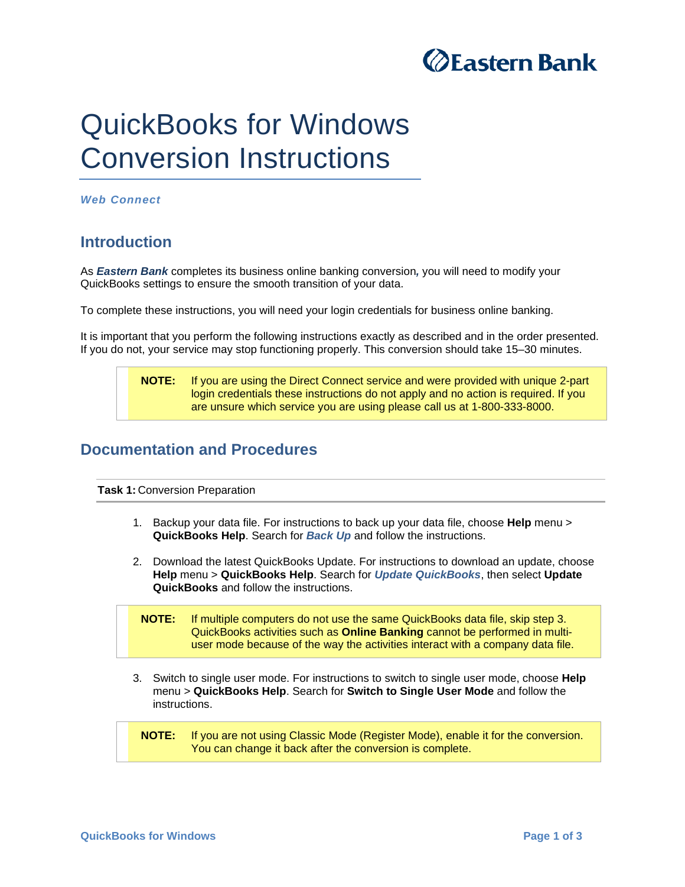Eastern Bank

# QuickBooks for Windows Conversion Instructions

***Web Connect***

## Introduction

As ***Eastern Bank*** completes its business online banking conversion*,* you will need to modify your QuickBooks settings to ensure the smooth transition of your data.

To complete these instructions, you will need your login credentials for business online banking.

It is important that you perform the following instructions exactly as described and in the order presented. If you do not, your service may stop functioning properly. This conversion should take 15–30 minutes.

> **NOTE:** If you are using the Direct Connect service and were provided with unique 2-part login credentials these instructions do not apply and no action is required. If you are unsure which service you are using please call us at 1-800-333-8000.

## Documentation and Procedures

**Task 1:** Conversion Preparation

1. Backup your data file. For instructions to back up your data file, choose **Help** menu > **QuickBooks Help**. Search for ***Back Up*** and follow the instructions.
2. Download the latest QuickBooks Update. For instructions to download an update, choose **Help** menu > **QuickBooks Help**. Search for ***Update QuickBooks***, then select **Update QuickBooks** and follow the instructions.

> **NOTE:** If multiple computers do not use the same QuickBooks data file, skip step 3. QuickBooks activities such as **Online Banking** cannot be performed in multi-user mode because of the way the activities interact with a company data file.

3. Switch to single user mode. For instructions to switch to single user mode, choose **Help** menu > **QuickBooks Help**. Search for **Switch to Single User Mode** and follow the instructions.

> **NOTE:** If you are not using Classic Mode (Register Mode), enable it for the conversion. You can change it back after the conversion is complete.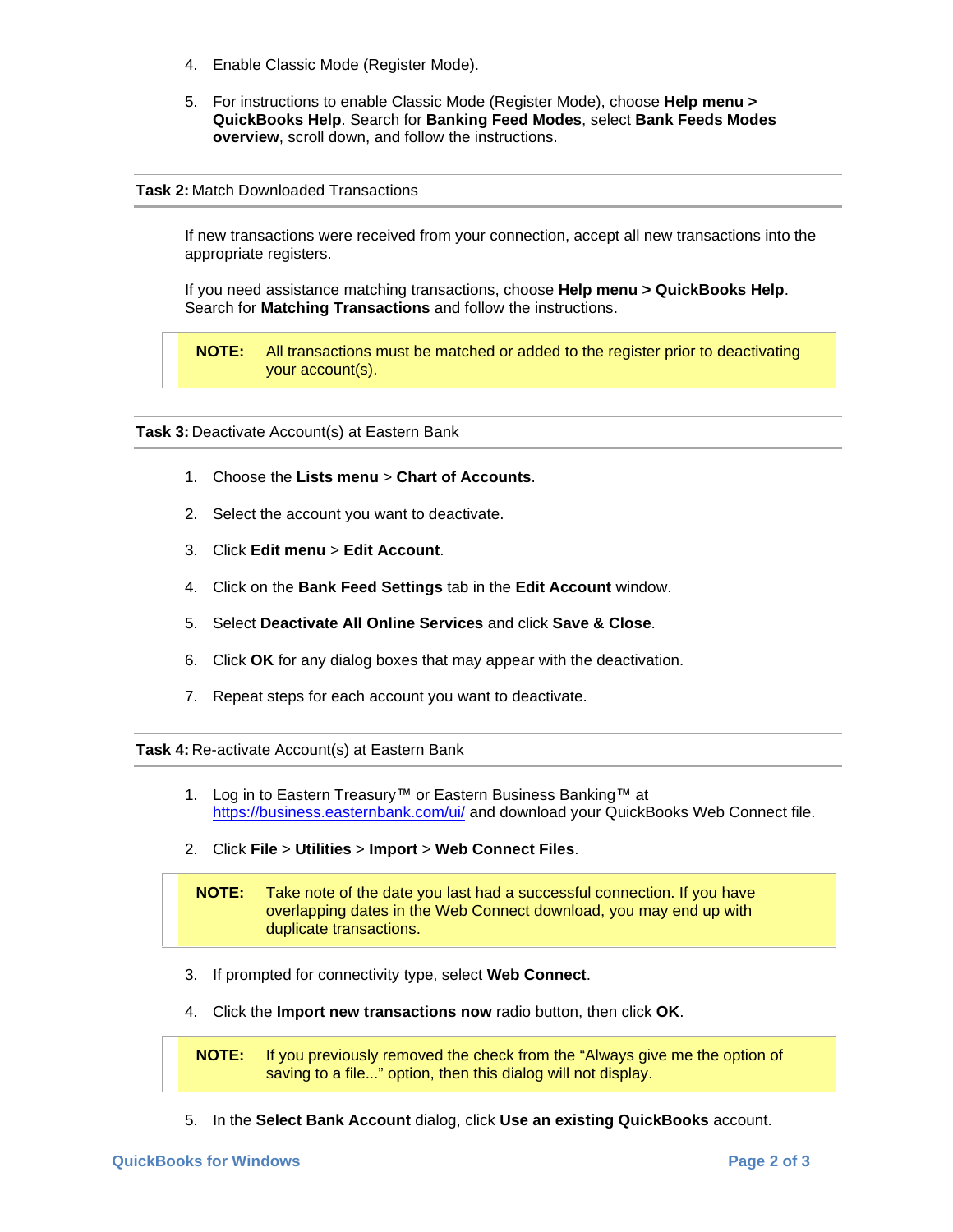4. Enable Classic Mode (Register Mode).

5. For instructions to enable Classic Mode (Register Mode), choose **Help menu > QuickBooks Help**. Search for **Banking Feed Modes**, select **Bank Feeds Modes overview**, scroll down, and follow the instructions.

---

**Task 2:** Match Downloaded Transactions

---

If new transactions were received from your connection, accept all new transactions into the appropriate registers.

If you need assistance matching transactions, choose **Help menu > QuickBooks Help**. Search for **Matching Transactions** and follow the instructions.

> **NOTE:** All transactions must be matched or added to the register prior to deactivating your account(s).

---

**Task 3:** Deactivate Account(s) at Eastern Bank

---

1. Choose the **Lists menu** > **Chart of Accounts**.
2. Select the account you want to deactivate.
3. Click **Edit menu** > **Edit Account**.
4. Click on the **Bank Feed Settings** tab in the **Edit Account** window.
5. Select **Deactivate All Online Services** and click **Save & Close**.
6. Click **OK** for any dialog boxes that may appear with the deactivation.
7. Repeat steps for each account you want to deactivate.

---

**Task 4:** Re-activate Account(s) at Eastern Bank

---

1. Log in to Eastern Treasury™ or Eastern Business Banking™ at https://business.easternbank.com/ui/ and download your QuickBooks Web Connect file.

2. Click **File** > **Utilities** > **Import** > **Web Connect Files**.

> **NOTE:** Take note of the date you last had a successful connection. If you have overlapping dates in the Web Connect download, you may end up with duplicate transactions.

3. If prompted for connectivity type, select **Web Connect**.

4. Click the **Import new transactions now** radio button, then click **OK**.

> **NOTE:** If you previously removed the check from the "Always give me the option of saving to a file..." option, then this dialog will not display.

5. In the **Select Bank Account** dialog, click **Use an existing QuickBooks** account.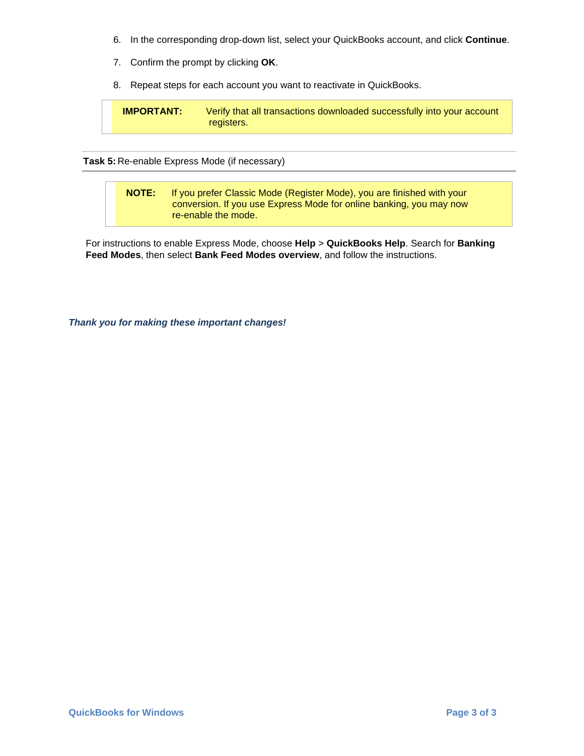6. In the corresponding drop-down list, select your QuickBooks account, and click **Continue**.
7. Confirm the prompt by clicking **OK**.
8. Repeat steps for each account you want to reactivate in QuickBooks.

> **IMPORTANT:** Verify that all transactions downloaded successfully into your account registers.

**Task 5:** Re-enable Express Mode (if necessary)

> **NOTE:** If you prefer Classic Mode (Register Mode), you are finished with your conversion. If you use Express Mode for online banking, you may now re-enable the mode.

For instructions to enable Express Mode, choose **Help** > **QuickBooks Help**. Search for **Banking Feed Modes**, then select **Bank Feed Modes overview**, and follow the instructions.

***Thank you for making these important changes!***